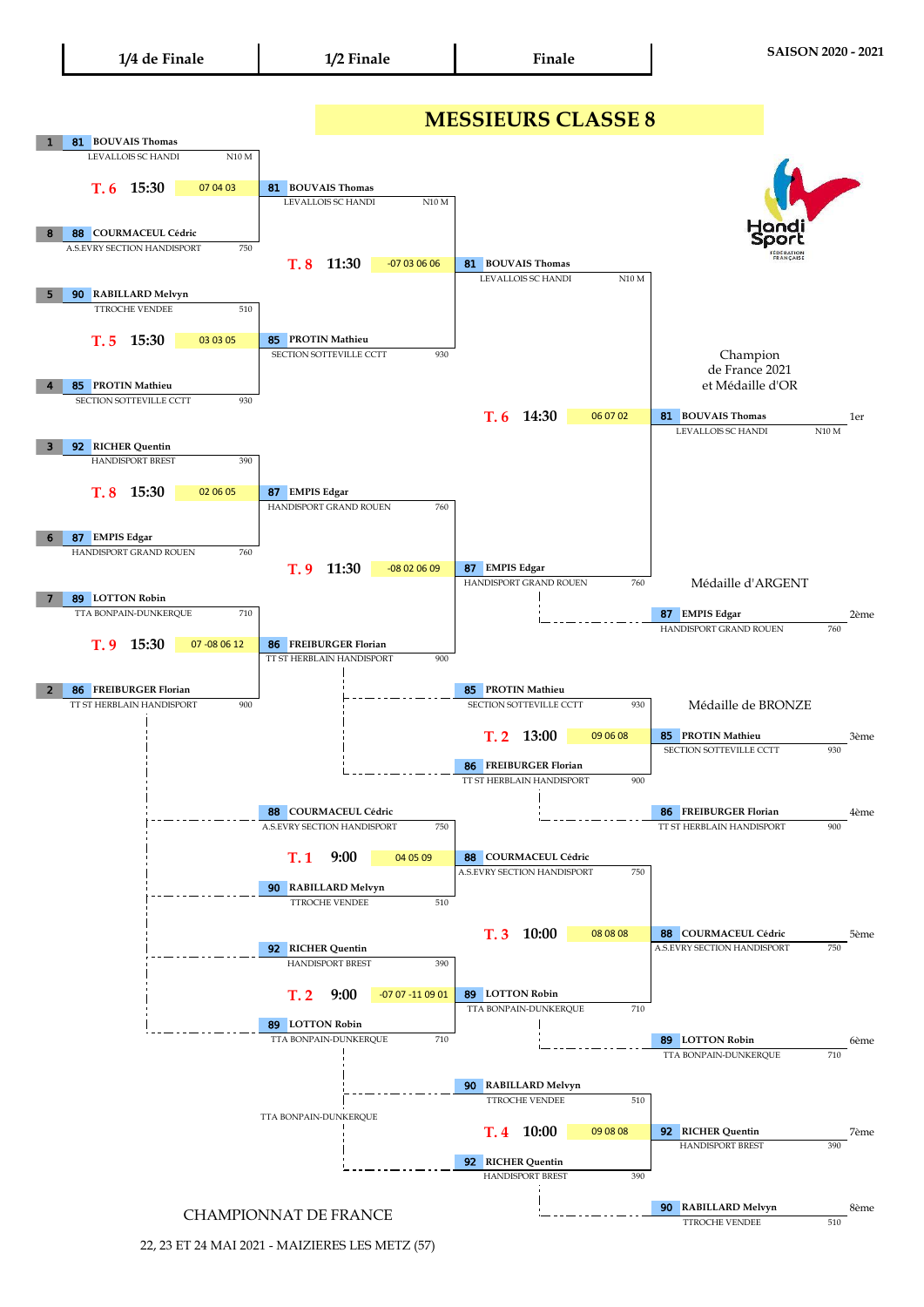# MESSIEURS CLASSE 8

SAISON 2020 - 2021

| 1/4 de Finale | 1/2 Finale | Finale |
|---|---|---|

## 1/4 de Finale

| Seed | N° | Joueur | Club | Classement |
|---|---|---|---|---|
| 1 | 81 | BOUVAIS Thomas | LEVALLOIS SC HANDI | N10 M |
| 8 | 88 | COURMACEUL Cédric | A.S.EVRY SECTION HANDISPORT | 750 |
| 5 | 90 | RABILLARD Melvyn | TTROCHE VENDEE | 510 |
| 4 | 85 | PROTIN Mathieu | SECTION SOTTEVILLE CCTT | 930 |
| 3 | 92 | RICHER Quentin | HANDISPORT BREST | 390 |
| 6 | 87 | EMPIS Edgar | HANDISPORT GRAND ROUEN | 760 |
| 7 | 89 | LOTTON Robin | TTA BONPAIN-DUNKERQUE | 710 |
| 2 | 86 | FREIBURGER Florian | TT ST HERBLAIN HANDISPORT | 900 |

| Match | Table | Heure | Score | Vainqueur |
|---|---|---|---|---|
| BOUVAIS / COURMACEUL | T. 6 | 15:30 | 07 04 03 | 81 BOUVAIS Thomas – LEVALLOIS SC HANDI – N10 M |
| RABILLARD / PROTIN | T. 5 | 15:30 | 03 03 05 | 85 PROTIN Mathieu – SECTION SOTTEVILLE CCTT – 930 |
| RICHER / EMPIS | T. 8 | 15:30 | 02 06 05 | 87 EMPIS Edgar – HANDISPORT GRAND ROUEN – 760 |
| LOTTON / FREIBURGER | T. 9 | 15:30 | 07 -08 06 12 | 86 FREIBURGER Florian – TT ST HERBLAIN HANDISPORT – 900 |

## 1/2 Finale

| Match | Table | Heure | Score | Vainqueur |
|---|---|---|---|---|
| BOUVAIS / PROTIN | T. 8 | 11:30 | -07 03 06 06 | 81 BOUVAIS Thomas – LEVALLOIS SC HANDI – N10 M |
| EMPIS / FREIBURGER | T. 9 | 11:30 | -08 02 06 09 | 87 EMPIS Edgar – HANDISPORT GRAND ROUEN – 760 |

## Finale

| Match | Table | Heure | Score | Vainqueur |
|---|---|---|---|---|
| BOUVAIS / EMPIS | T. 6 | 14:30 | 06 07 02 | 81 BOUVAIS Thomas – LEVALLOIS SC HANDI – N10 M |

## Places 3 à 8

| Match | Table | Heure | Score | Vainqueur |
|---|---|---|---|---|
| 85 PROTIN Mathieu / 86 FREIBURGER Florian | T. 2 | 13:00 | 09 06 08 | 85 PROTIN Mathieu |
| 88 COURMACEUL Cédric / 90 RABILLARD Melvyn | T. 1 | 9:00 | 04 05 09 | 88 COURMACEUL Cédric |
| 92 RICHER Quentin / 89 LOTTON Robin | T. 2 | 9:00 | -07 07 -11 09 01 | 89 LOTTON Robin |
| 88 COURMACEUL Cédric / 89 LOTTON Robin | T. 3 | 10:00 | 08 08 08 | 88 COURMACEUL Cédric |
| 90 RABILLARD Melvyn / 92 RICHER Quentin | T. 4 | 10:00 | 09 08 08 | 92 RICHER Quentin |

TTA BONPAIN-DUNKERQUE

## Classement final

Champion de France 2021 et Médaille d'OR

Médaille d'ARGENT

Médaille de BRONZE

| Place | N° | Joueur | Club | Classement |
|---|---|---|---|---|
| 1er | 81 | BOUVAIS Thomas | LEVALLOIS SC HANDI | N10 M |
| 2ème | 87 | EMPIS Edgar | HANDISPORT GRAND ROUEN | 760 |
| 3ème | 85 | PROTIN Mathieu | SECTION SOTTEVILLE CCTT | 930 |
| 4ème | 86 | FREIBURGER Florian | TT ST HERBLAIN HANDISPORT | 900 |
| 5ème | 88 | COURMACEUL Cédric | A.S.EVRY SECTION HANDISPORT | 750 |
| 6ème | 89 | LOTTON Robin | TTA BONPAIN-DUNKERQUE | 710 |
| 7ème | 92 | RICHER Quentin | HANDISPORT BREST | 390 |
| 8ème | 90 | RABILLARD Melvyn | TTROCHE VENDEE | 510 |

Handi Sport FÉDÉRATION FRANÇAISE

CHAMPIONNAT DE FRANCE

22, 23 ET 24 MAI 2021 - MAIZIERES LES METZ (57)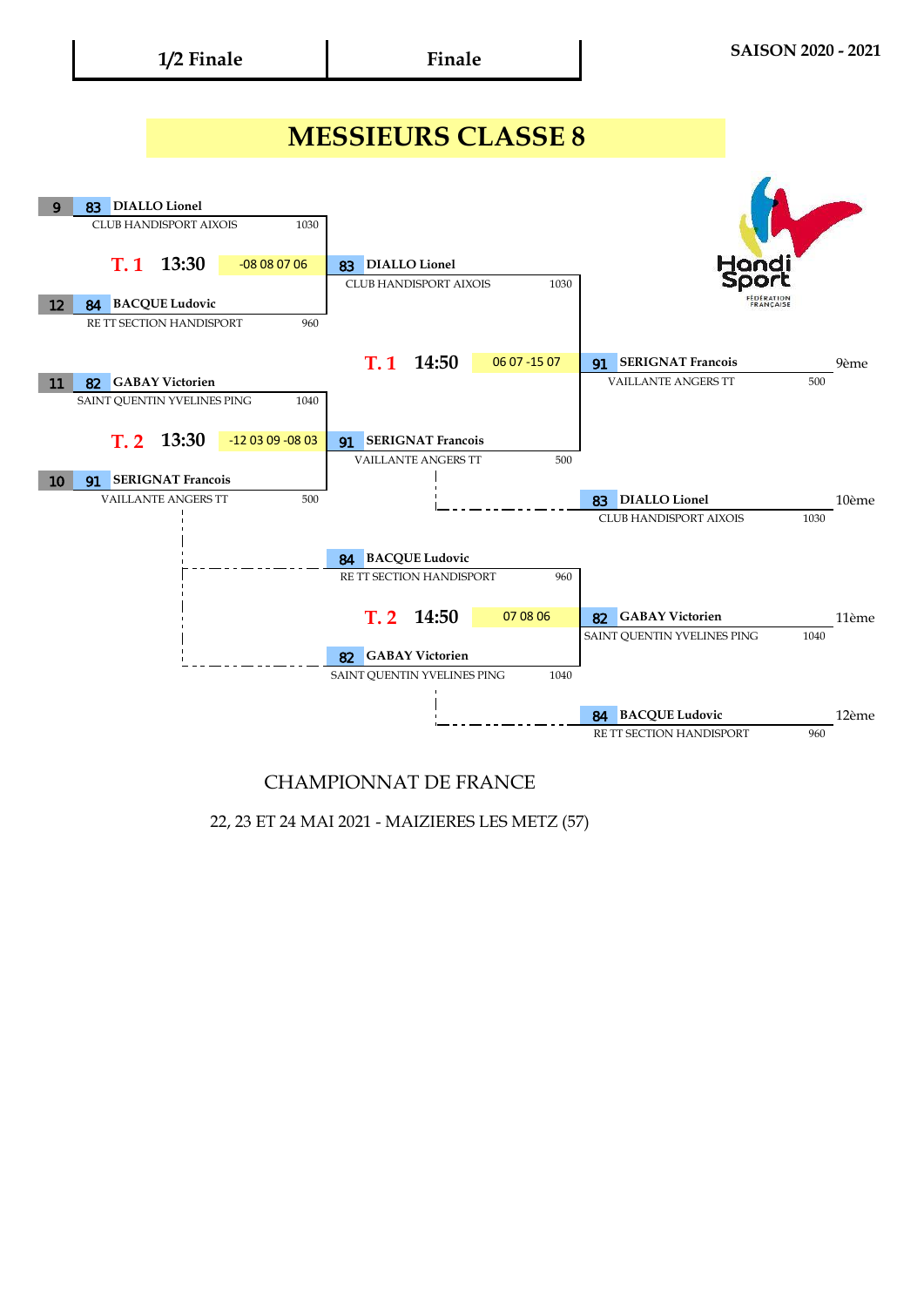| 1/2 Finale | Finale |
| --- | --- |

**SAISON 2020 - 2021**

# MESSIEURS CLASSE 8

9 | 83 **DIALLO Lionel**
CLUB HANDISPORT AIXOIS 1030

**T. 1** **13:30** -08 08 07 06

83 **DIALLO Lionel**
CLUB HANDISPORT AIXOIS 1030

12 | 84 **BACQUE Ludovic**
RE TT SECTION HANDISPORT 960

**T. 1** **14:50** 06 07 -15 07

91 **SERIGNAT Francois** — 9ème
VAILLANTE ANGERS TT 500

11 | 82 **GABAY Victorien**
SAINT QUENTIN YVELINES PING 1040

**T. 2** **13:30** -12 03 09 -08 03

91 **SERIGNAT Francois**
VAILLANTE ANGERS TT 500

10 | 91 **SERIGNAT Francois**
VAILLANTE ANGERS TT 500

83 **DIALLO Lionel** — 10ème
CLUB HANDISPORT AIXOIS 1030

84 **BACQUE Ludovic**
RE TT SECTION HANDISPORT 960

**T. 2** **14:50** 07 08 06

82 **GABAY Victorien** — 11ème
SAINT QUENTIN YVELINES PING 1040

82 **GABAY Victorien**
SAINT QUENTIN YVELINES PING 1040

84 **BACQUE Ludovic** — 12ème
RE TT SECTION HANDISPORT 960

Handi Sport
FÉDÉRATION FRANÇAISE

CHAMPIONNAT DE FRANCE

22, 23 ET 24 MAI 2021 - MAIZIERES LES METZ (57)